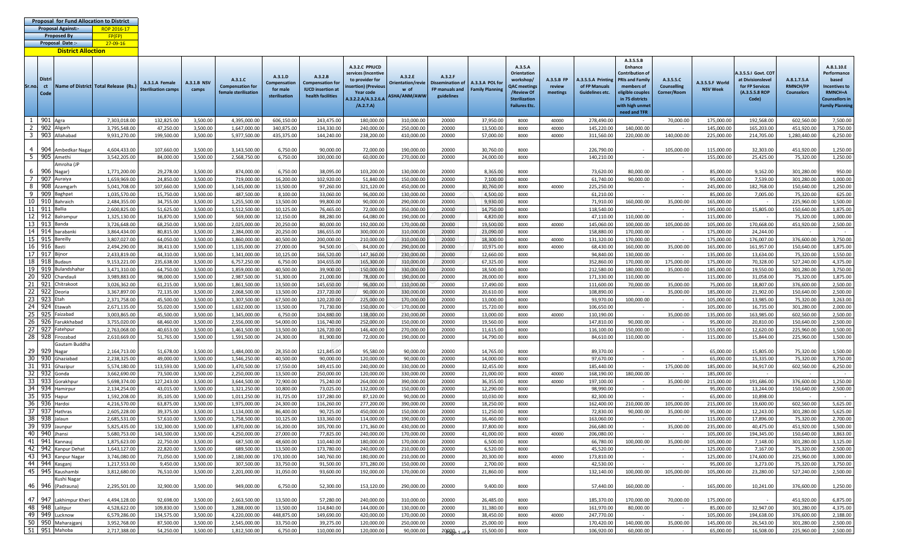| Proposal for Fund Allocation to District | |
|---|---|
| Proposal Against:- | ROP 2016-17 |
| Proposed By | FP(FP) |
| Proposal Date :- | 27-09-16 |
| District Alloction | |

| Sr.no. | District Code | Name of District | Total Release (Rs.) | A.3.1.A Female Sterilisation camps | A.3.1.B NSV camps | A.3.1.C Compensation for female sterilisation | A.3.1.D Compensation for male sterilisation | A.3.2.B Compensation for IUCD insertion at health facilities | A.3.2.C PPIUCD services (Incentive to provider for insertion) (Previous Year code A.3.2.2.A/A.3.2.6.A /A.2.7.A) | A.3.2.E Orientation/review of ASHA/ANM/AWW | A.3.2.F Dissemination of FP manuals and guidelines | A.3.3.A POL for Family Planning | A.3.5.A Orientation workshop/ QAC meetings /Review Of Sterilization Failures Etc. | A.3.5.B FP review meetings | A.3.5.5.A Printing of FP Manuals and Guidelines etc. | A.3.5.5.B Enhance Contribution of PRIs and Family members of eligible couples in 75 districts with high unmet need and TFR | A.3.5.5.C Counselling Corner/Room | A.3.5.5.F World NSV Week | A.3.5.5.I Govt. COT at Divisionslevel for FP Services (A.3.5.5.8 ROP Code) | A.8.1.7.5.A RMNCH/FP Counselors | A.8.1.10.E Performance based Incentives to RMNCH+A Counsellors in Family Planning |
|---|---|---|---|---|---|---|---|---|---|---|---|---|---|---|---|---|---|---|---|---|---|
| 1 | 901 | Agra | 7,303,018.00 | 132,825.00 | 3,500.00 | 4,395,000.00 | 606,150.00 | 243,475.00 | 180,000.00 | 310,000.00 | 20000 | 37,950.00 | 8000 | 40000 | 278,490.00 | - | 70,000.00 | 175,000.00 | 192,568.00 | 602,560.00 | 7,500.00 |
| 2 | 902 | Aligarh | 3,795,548.00 | 47,250.00 | 3,500.00 | 1,647,000.00 | 340,875.00 | 134,330.00 | 240,000.00 | 250,000.00 | 20000 | 13,500.00 | 8000 | 40000 | 145,220.00 | 140,000.00 | - | 145,000.00 | 165,203.00 | 451,920.00 | 3,750.00 |
| 3 | 903 | Allahabad | 9,931,270.00 | 199,500.00 | 3,500.00 | 5,977,500.00 | 435,375.00 | 144,240.00 | 238,200.00 | 410,000.00 | 20000 | 57,000.00 | 8000 | 40000 | 311,560.00 | 220,000.00 | 140,000.00 | 225,000.00 | 214,705.00 | 1,280,440.00 | 6,250.00 |
| 4 | 904 | Ambedkar Nagar | 4,604,433.00 | 107,660.00 | 3,500.00 | 3,143,500.00 | 6,750.00 | 90,000.00 | 72,000.00 | 190,000.00 | 20000 | 30,760.00 | 8000 | | 226,790.00 | - | 105,000.00 | 115,000.00 | 32,303.00 | 451,920.00 | 1,250.00 |
| 5 | 905 | Amethi | 3,542,205.00 | 84,000.00 | 3,500.00 | 2,568,750.00 | 6,750.00 | 100,000.00 | 60,000.00 | 270,000.00 | 20000 | 24,000.00 | 8000 | | 140,210.00 | - | - | 155,000.00 | 25,425.00 | 75,320.00 | 1,250.00 |
| 6 | 906 | Amroha (JP Nagar) | 1,771,200.00 | 29,278.00 | 3,500.00 | 874,000.00 | 6,750.00 | 38,095.00 | 103,200.00 | 130,000.00 | 20000 | 8,365.00 | 8000 | | 73,620.00 | 80,000.00 | - | 85,000.00 | 9,162.00 | 301,280.00 | 950.00 |
| 7 | 907 | Auraiya | 1,659,969.00 | 24,850.00 | 3,500.00 | 719,000.00 | 16,200.00 | 102,920.00 | 51,840.00 | 150,000.00 | 20000 | 7,100.00 | 8000 | | 61,740.00 | 90,000.00 | - | 95,000.00 | 7,539.00 | 301,280.00 | 1,000.00 |
| 8 | 908 | Azamgarh | 5,041,708.00 | 107,660.00 | 3,500.00 | 3,145,000.00 | 13,500.00 | 97,260.00 | 321,120.00 | 450,000.00 | 20000 | 30,760.00 | 8000 | 40000 | 225,250.00 | - | - | 245,000.00 | 182,768.00 | 150,640.00 | 1,250.00 |
| 9 | 909 | Baghpat | 1,035,570.00 | 15,750.00 | 3,500.00 | 487,500.00 | 8,100.00 | 33,060.00 | 96,000.00 | 130,000.00 | 20000 | 4,500.00 | 8000 | | 61,210.00 | - | - | 85,000.00 | 7,005.00 | 75,320.00 | 625.00 |
| 10 | 910 | Bahraich | 2,484,355.00 | 34,755.00 | 3,500.00 | 1,255,500.00 | 13,500.00 | 99,800.00 | 90,000.00 | 290,000.00 | 20000 | 9,930.00 | 8000 | | 71,910.00 | 160,000.00 | 35,000.00 | 165,000.00 | - | 225,960.00 | 1,500.00 |
| 11 | 911 | Ballia | 2,600,825.00 | 51,625.00 | 3,500.00 | 1,512,500.00 | 10,125.00 | 76,465.00 | 72,000.00 | 350,000.00 | 20000 | 14,750.00 | 8000 | | 118,540.00 | - | - | 195,000.00 | 15,805.00 | 150,640.00 | 1,875.00 |
| 12 | 912 | Balrampur | 1,325,130.00 | 16,870.00 | 3,500.00 | 569,000.00 | 12,150.00 | 88,280.00 | 64,080.00 | 190,000.00 | 20000 | 4,820.00 | 8000 | | 47,110.00 | 110,000.00 | - | 115,000.00 | - | 75,320.00 | 1,000.00 |
| 13 | 913 | Banda | 3,726,648.00 | 68,250.00 | 3,500.00 | 2,025,000.00 | 20,250.00 | 80,000.00 | 192,000.00 | 170,000.00 | 20000 | 19,500.00 | 8000 | 40000 | 145,060.00 | 100,000.00 | 105,000.00 | 105,000.00 | 170,668.00 | 451,920.00 | 2,500.00 |
| 14 | 914 | barabanki | 3,864,434.00 | 80,815.00 | 3,500.00 | 2,384,000.00 | 20,250.00 | 186,655.00 | 300,000.00 | 310,000.00 | 20000 | 23,090.00 | 8000 | | 158,880.00 | 170,000.00 | - | 175,000.00 | 24,244.00 | - | - |
| 15 | 915 | Bareilly | 3,807,027.00 | 64,050.00 | 3,500.00 | 1,860,000.00 | 40,500.00 | 200,000.00 | 210,000.00 | 310,000.00 | 20000 | 18,300.00 | 8000 | 40000 | 131,320.00 | 170,000.00 | - | 175,000.00 | 176,077.00 | 376,600.00 | 3,750.00 |
| 16 | 916 | Basti | 2,494,290.00 | 38,413.00 | 3,500.00 | 1,135,000.00 | 27,000.00 | 94,500.00 | 84,000.00 | 290,000.00 | 20000 | 10,975.00 | 8000 | 40000 | 68,430.00 | 160,000.00 | 35,000.00 | 165,000.00 | 161,957.00 | 150,640.00 | 1,875.00 |
| 17 | 917 | Bijnor | 2,433,819.00 | 44,310.00 | 3,500.00 | 1,341,000.00 | 10,125.00 | 166,520.00 | 147,360.00 | 230,000.00 | 20000 | 12,660.00 | 8000 | | 94,840.00 | 130,000.00 | - | 135,000.00 | 13,634.00 | 75,320.00 | 1,550.00 |
| 18 | 918 | Budaun | 9,153,221.00 | 235,638.00 | 3,500.00 | 6,757,250.00 | 6,750.00 | 104,655.00 | 165,300.00 | 310,000.00 | 20000 | 67,325.00 | 8000 | | 352,860.00 | 170,000.00 | 175,000.00 | 175,000.00 | 70,328.00 | 527,240.00 | 4,375.00 |
| 19 | 919 | Bulandshahar | 3,471,310.00 | 64,750.00 | 3,500.00 | 1,859,000.00 | 40,500.00 | 39,900.00 | 150,000.00 | 330,000.00 | 20000 | 18,500.00 | 8000 | | 212,580.00 | 180,000.00 | 35,000.00 | 185,000.00 | 19,550.00 | 301,280.00 | 3,750.00 |
| 20 | 920 | Chandauli | 3,989,883.00 | 98,000.00 | 3,500.00 | 2,987,500.00 | 51,300.00 | 21,000.00 | 78,000.00 | 190,000.00 | 20000 | 28,000.00 | 8000 | | 171,330.00 | 110,000.00 | - | 115,000.00 | 31,058.00 | 75,320.00 | 1,875.00 |
| 21 | 921 | Chitrakoot | 3,026,362.00 | 61,215.00 | 3,500.00 | 1,861,500.00 | 13,500.00 | 145,650.00 | 96,000.00 | 110,000.00 | 20000 | 17,490.00 | 8000 | | 111,600.00 | 70,000.00 | 35,000.00 | 75,000.00 | 18,807.00 | 376,600.00 | 2,500.00 |
| 22 | 922 | Deoria | 3,367,897.00 | 72,135.00 | 3,500.00 | 2,068,500.00 | 13,500.00 | 237,720.00 | 90,000.00 | 330,000.00 | 20000 | 20,610.00 | 8000 | | 108,890.00 | - | 35,000.00 | 185,000.00 | 21,902.00 | 150,640.00 | 2,500.00 |
| 23 | 923 | Etah | 2,371,758.00 | 45,500.00 | 3,500.00 | 1,307,500.00 | 67,500.00 | 120,220.00 | 225,000.00 | 170,000.00 | 20000 | 13,000.00 | 8000 | | 93,970.00 | 100,000.00 | - | 105,000.00 | 13,985.00 | 75,320.00 | 3,263.00 |
| 24 | 924 | Etawah | 2,671,135.00 | 55,020.00 | 3,500.00 | 1,632,000.00 | 13,500.00 | 71,730.00 | 150,000.00 | 170,000.00 | 20000 | 15,720.00 | 8000 | | 106,650.00 | - | - | 105,000.00 | 16,735.00 | 301,280.00 | 2,000.00 |
| 25 | 925 | Faizabad | 3,003,865.00 | 45,500.00 | 3,500.00 | 1,345,000.00 | 6,750.00 | 104,880.00 | 138,000.00 | 230,000.00 | 20000 | 13,000.00 | 8000 | 40000 | 110,190.00 | - | 35,000.00 | 135,000.00 | 163,985.00 | 602,560.00 | 2,500.00 |
| 26 | 926 | Farukkhabad | 3,755,020.00 | 68,460.00 | 3,500.00 | 2,556,000.00 | 54,000.00 | 116,740.00 | 252,000.00 | 150,000.00 | 20000 | 19,560.00 | 8000 | | 147,810.00 | 90,000.00 | - | 95,000.00 | 20,810.00 | 150,640.00 | 2,500.00 |
| 27 | 927 | Fatehpur | 2,763,068.00 | 40,653.00 | 3,500.00 | 1,461,500.00 | 13,500.00 | 126,720.00 | 146,400.00 | 270,000.00 | 20000 | 11,615.00 | 8000 | | 116,100.00 | 150,000.00 | - | 155,000.00 | 12,620.00 | 225,960.00 | 1,500.00 |
| 28 | 928 | Firozabad | 2,610,669.00 | 51,765.00 | 3,500.00 | 1,591,500.00 | 24,300.00 | 81,900.00 | 72,000.00 | 190,000.00 | 20000 | 14,790.00 | 8000 | | 84,610.00 | 110,000.00 | - | 115,000.00 | 15,844.00 | 225,960.00 | 1,500.00 |
| 29 | 929 | Gautam Buddha Nagar | 2,164,713.00 | 51,678.00 | 3,500.00 | 1,484,000.00 | 28,350.00 | 121,845.00 | 95,580.00 | 90,000.00 | 20000 | 14,765.00 | 8000 | | 89,370.00 | - | - | 65,000.00 | 15,805.00 | 75,320.00 | 1,500.00 |
| 30 | 930 | Ghaziabad | 2,238,325.00 | 49,000.00 | 3,500.00 | 1,546,250.00 | 40,500.00 | 90,000.00 | 120,000.00 | 90,000.00 | 20000 | 14,000.00 | 8000 | | 97,670.00 | - | - | 65,000.00 | 15,335.00 | 75,320.00 | 3,750.00 |
| 31 | 931 | Ghazipur | 5,574,180.00 | 113,593.00 | 3,500.00 | 3,470,500.00 | 17,550.00 | 149,415.00 | 240,000.00 | 330,000.00 | 20000 | 32,455.00 | 8000 | | 185,440.00 | - | 175,000.00 | 185,000.00 | 34,917.00 | 602,560.00 | 6,250.00 |
| 32 | 932 | Gonda | 3,662,690.00 | 73,500.00 | 3,500.00 | 2,250,000.00 | 13,500.00 | 250,000.00 | 120,000.00 | 330,000.00 | 20000 | 21,000.00 | 8000 | 40000 | 168,190.00 | 180,000.00 | - | 185,000.00 | - | - | - |
| 33 | 933 | Gorakhpur | 5,698,374.00 | 127,243.00 | 3,500.00 | 3,644,500.00 | 72,900.00 | 75,240.00 | 264,000.00 | 390,000.00 | 20000 | 36,355.00 | 8000 | 40000 | 197,100.00 | - | 35,000.00 | 215,000.00 | 191,686.00 | 376,600.00 | 1,250.00 |
| 34 | 934 | Hamirpur | 2,134,254.00 | 43,015.00 | 3,500.00 | 1,321,250.00 | 10,800.00 | 73,025.00 | 132,000.00 | 150,000.00 | 20000 | 12,290.00 | 8000 | | 98,990.00 | - | - | 95,000.00 | 13,244.00 | 150,640.00 | 2,500.00 |
| 35 | 935 | Hapur | 1,592,208.00 | 35,105.00 | 3,500.00 | 1,011,250.00 | 31,725.00 | 137,280.00 | 87,120.00 | 90,000.00 | 20000 | 10,030.00 | 8000 | | 82,300.00 | - | - | 65,000.00 | 10,898.00 | - | - |
| 36 | 936 | Hardoi | 4,216,570.00 | 63,875.00 | 3,500.00 | 1,975,000.00 | 24,300.00 | 116,260.00 | 277,200.00 | 390,000.00 | 20000 | 18,250.00 | 8000 | | 162,400.00 | 210,000.00 | 105,000.00 | 215,000.00 | 19,600.00 | 602,560.00 | 5,625.00 |
| 37 | 937 | Hathras | 2,605,228.00 | 39,375.00 | 3,500.00 | 1,134,000.00 | 86,400.00 | 90,725.00 | 450,000.00 | 150,000.00 | 20000 | 11,250.00 | 8000 | | 72,830.00 | 90,000.00 | 35,000.00 | 95,000.00 | 12,243.00 | 301,280.00 | 5,625.00 |
| 38 | 938 | Jalaun | 2,685,531.00 | 57,610.00 | 3,500.00 | 1,758,500.00 | 10,125.00 | 133,360.00 | 114,000.00 | 190,000.00 | 20000 | 16,460.00 | 8000 | | 163,060.00 | - | - | 115,000.00 | 17,896.00 | 75,320.00 | 2,700.00 |
| 39 | 939 | Jaunpur | 5,825,435.00 | 132,300.00 | 3,500.00 | 3,870,000.00 | 16,200.00 | 105,700.00 | 171,360.00 | 430,000.00 | 20000 | 37,800.00 | 8000 | | 266,680.00 | - | 35,000.00 | 235,000.00 | 40,475.00 | 451,920.00 | 1,500.00 |
| 40 | 940 | Jhansi | 5,680,753.00 | 143,500.00 | 3,500.00 | 4,250,000.00 | 27,000.00 | 77,825.00 | 240,000.00 | 170,000.00 | 20000 | 41,000.00 | 8000 | 40000 | 206,080.00 | - | - | 105,000.00 | 194,345.00 | 150,640.00 | 3,863.00 |
| 41 | 941 | Kannauj | 1,875,623.00 | 22,750.00 | 3,500.00 | 687,500.00 | 48,600.00 | 110,440.00 | 180,000.00 | 170,000.00 | 20000 | 6,500.00 | 8000 | | 66,780.00 | 100,000.00 | 35,000.00 | 105,000.00 | 7,148.00 | 301,280.00 | 3,125.00 |
| 42 | 942 | Kanpur Dehat | 1,643,127.00 | 22,820.00 | 3,500.00 | 689,500.00 | 13,500.00 | 173,780.00 | 240,000.00 | 210,000.00 | 20000 | 6,520.00 | 8000 | | 45,520.00 | - | - | 125,000.00 | 7,167.00 | 75,320.00 | 2,500.00 |
| 43 | 943 | Kanpur Nagar | 3,746,080.00 | 71,050.00 | 3,500.00 | 2,180,000.00 | 170,100.00 | 140,760.00 | 180,000.00 | 210,000.00 | 20000 | 20,300.00 | 8000 | 40000 | 173,810.00 | - | - | 125,000.00 | 174,600.00 | 225,960.00 | 3,000.00 |
| 44 | 944 | Kasganj | 1,217,553.00 | 9,450.00 | 3,500.00 | 307,500.00 | 33,750.00 | 91,500.00 | 371,280.00 | 150,000.00 | 20000 | 2,700.00 | 8000 | | 42,530.00 | - | - | 95,000.00 | 3,273.00 | 75,320.00 | 3,750.00 |
| 45 | 945 | Kaushambi | 3,812,680.00 | 76,510.00 | 3,500.00 | 2,201,000.00 | 31,050.00 | 93,600.00 | 192,000.00 | 170,000.00 | 20000 | 21,860.00 | 8000 | | 132,140.00 | 100,000.00 | 105,000.00 | 105,000.00 | 23,280.00 | 527,240.00 | 2,500.00 |
| 46 | 946 | Kushi Nagar (Padrauna) | 2,295,501.00 | 32,900.00 | 3,500.00 | 949,000.00 | 6,750.00 | 52,300.00 | 153,120.00 | 290,000.00 | 20000 | 9,400.00 | 8000 | | 57,440.00 | 160,000.00 | - | 165,000.00 | 10,241.00 | 376,600.00 | 1,250.00 |
| 47 | 947 | Lakhimpur Kheri | 4,494,128.00 | 92,698.00 | 3,500.00 | 2,663,500.00 | 13,500.00 | 57,280.00 | 240,000.00 | 310,000.00 | 20000 | 26,485.00 | 8000 | | 185,370.00 | 170,000.00 | 70,000.00 | 175,000.00 | - | 451,920.00 | 6,875.00 |
| 48 | 948 | Lalitpur | 4,528,622.00 | 109,830.00 | 3,500.00 | 3,288,000.00 | 13,500.00 | 114,840.00 | 144,000.00 | 130,000.00 | 20000 | 31,380.00 | 8000 | | 161,970.00 | 80,000.00 | - | 85,000.00 | 32,947.00 | 301,280.00 | 4,375.00 |
| 49 | 949 | Lucknow | 6,579,286.00 | 134,575.00 | 3,500.00 | 4,220,000.00 | 448,875.00 | 149,690.00 | 420,000.00 | 170,000.00 | 20000 | 38,450.00 | 8000 | 40000 | 247,770.00 | - | - | 105,000.00 | 194,638.00 | 376,600.00 | 2,188.00 |
| 50 | 950 | Maharajganj | 3,952,768.00 | 87,500.00 | 3,500.00 | 2,545,000.00 | 33,750.00 | 39,275.00 | 120,000.00 | 250,000.00 | 20000 | 25,000.00 | 8000 | | 170,420.00 | 140,000.00 | 35,000.00 | 145,000.00 | 26,543.00 | 301,280.00 | 2,500.00 |
| 51 | 951 | Mahoba | 2,717,388.00 | 54,250.00 | 3,500.00 | 1,812,500.00 | 6,750.00 | 110,000.00 | 120,000.00 | 90,000.00 | 20000 | 15,500.00 | 8000 | | 106,920.00 | 60,000.00 | - | 65,000.00 | 16,508.00 | 225,960.00 | 2,500.00 |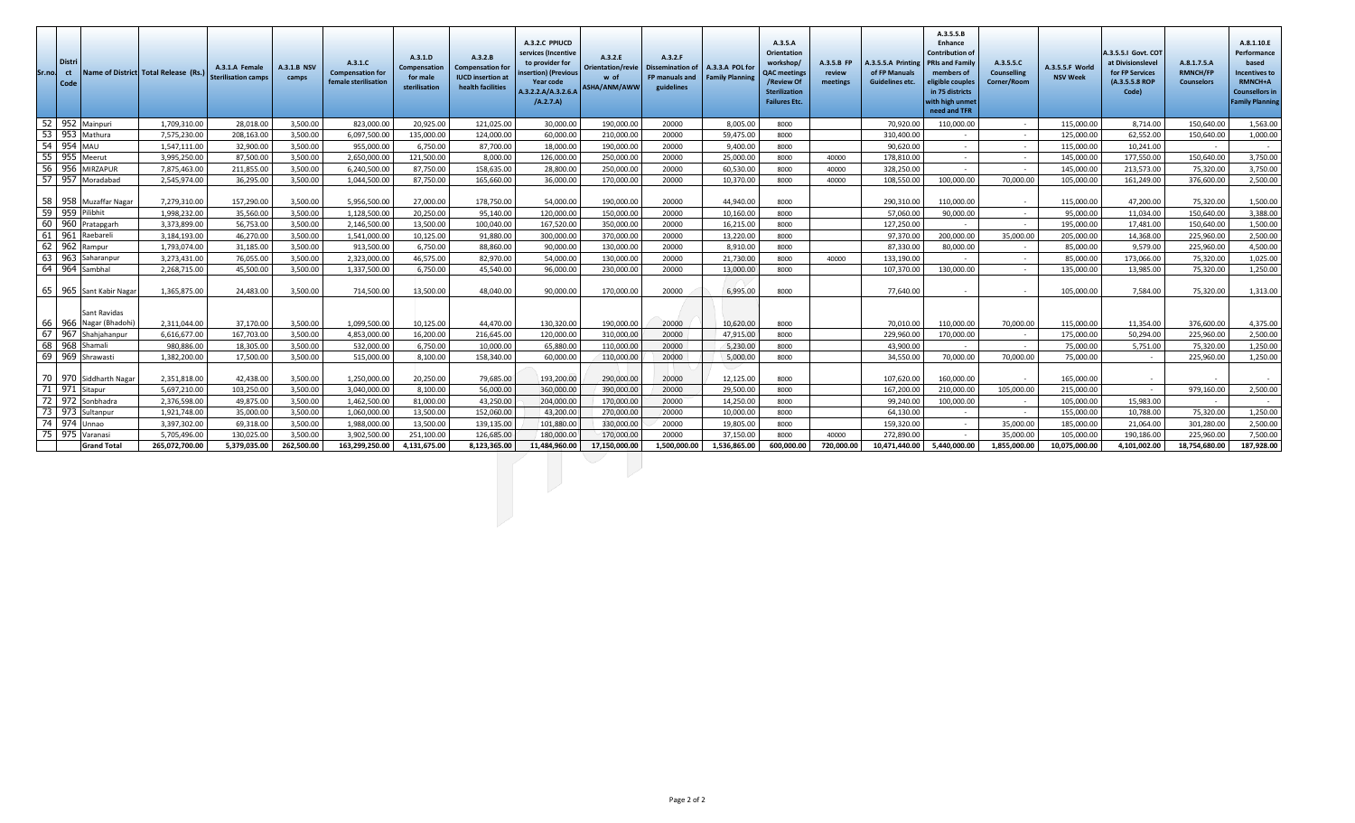| Sr.no. | District Code | Name of District | Total Release (Rs.) | A.3.1.A Female Sterilisation camps | A.3.1.B NSV camps | A.3.1.C Compensation for female sterilisation | A.3.1.D Compensation for male sterilisation | A.3.2.B Compensation for IUCD insertion at health facilities | A.3.2.C PPIUCD services (Incentive to provider for insertion) (Previous Year code A.3.2.2.A/A.3.2.6.A /A.2.7.A) | A.3.2.E Orientation/review of ASHA/ANM/AWW | A.3.2.F Dissemination of FP manuals and guidelines | A.3.3.A POL for Family Planning | A.3.5.A Orientation workshop/ QAC meetings /Review Of Sterilization Failures Etc. | A.3.5.B FP review meetings | A.3.5.5.A Printing of FP Manuals Guidelines etc. | A.3.5.5.B Enhance Contribution of PRIs and Family members of eligible couples in 75 districts with high unmet need and TFR | A.3.5.5.C Counselling Corner/Room | A.3.5.5.F World NSV Week | A.3.5.5.I Govt. COT at Divisionlevel for FP Services (A.3.5.5.8 ROP Code) | A.8.1.7.5.A RMNCH/FP Counselors | A.8.1.10.E Performance based Incentives to RMNCH+A Counsellors in Family Planning |
|---|---|---|---|---|---|---|---|---|---|---|---|---|---|---|---|---|---|---|---|---|---|
| 52 | 952 | Mainpuri | 1,709,310.00 | 28,018.00 | 3,500.00 | 823,000.00 | 20,925.00 | 121,025.00 | 30,000.00 | 190,000.00 | 20000 | 8,005.00 | 8000 | | 70,920.00 | 110,000.00 | - | 115,000.00 | 8,714.00 | 150,640.00 | 1,563.00 |
| 53 | 953 | Mathura | 7,575,230.00 | 208,163.00 | 3,500.00 | 6,097,500.00 | 135,000.00 | 124,000.00 | 60,000.00 | 210,000.00 | 20000 | 59,475.00 | 8000 | | 310,400.00 | - | - | 125,000.00 | 62,552.00 | 150,640.00 | 1,000.00 |
| 54 | 954 | MAU | 1,547,111.00 | 32,900.00 | 3,500.00 | 955,000.00 | 6,750.00 | 87,700.00 | 18,000.00 | 190,000.00 | 20000 | 9,400.00 | 8000 | | 90,620.00 | - | - | 115,000.00 | 10,241.00 | - | - |
| 55 | 955 | Meerut | 3,995,250.00 | 87,500.00 | 3,500.00 | 2,650,000.00 | 121,500.00 | 8,000.00 | 126,000.00 | 250,000.00 | 20000 | 25,000.00 | 8000 | 40000 | 178,810.00 | - | - | 145,000.00 | 177,550.00 | 150,640.00 | 3,750.00 |
| 56 | 956 | MIRZAPUR | 7,875,463.00 | 211,855.00 | 3,500.00 | 6,240,500.00 | 87,750.00 | 158,635.00 | 28,800.00 | 250,000.00 | 20000 | 60,530.00 | 8000 | 40000 | 328,250.00 | - | - | 145,000.00 | 213,573.00 | 75,320.00 | 3,750.00 |
| 57 | 957 | Moradabad | 2,545,974.00 | 36,295.00 | 3,500.00 | 1,044,500.00 | 87,750.00 | 165,660.00 | 36,000.00 | 170,000.00 | 20000 | 10,370.00 | 8000 | 40000 | 108,550.00 | 100,000.00 | 70,000.00 | 105,000.00 | 161,249.00 | 376,600.00 | 2,500.00 |
| 58 | 958 | Muzaffar Nagar | 7,279,310.00 | 157,290.00 | 3,500.00 | 5,956,500.00 | 27,000.00 | 178,750.00 | 54,000.00 | 190,000.00 | 20000 | 44,940.00 | 8000 | | 290,310.00 | 110,000.00 | - | 115,000.00 | 47,200.00 | 75,320.00 | 1,500.00 |
| 59 | 959 | Pilibhit | 1,998,232.00 | 35,560.00 | 3,500.00 | 1,128,500.00 | 20,250.00 | 95,140.00 | 120,000.00 | 150,000.00 | 20000 | 10,160.00 | 8000 | | 57,060.00 | 90,000.00 | - | 95,000.00 | 11,034.00 | 150,640.00 | 3,388.00 |
| 60 | 960 | Pratapgarh | 3,373,899.00 | 56,753.00 | 3,500.00 | 2,146,500.00 | 13,500.00 | 100,040.00 | 167,520.00 | 350,000.00 | 20000 | 16,215.00 | 8000 | | 127,250.00 | - | - | 195,000.00 | 17,481.00 | 150,640.00 | 1,500.00 |
| 61 | 961 | Raebareli | 3,184,193.00 | 46,270.00 | 3,500.00 | 1,541,000.00 | 10,125.00 | 91,880.00 | 300,000.00 | 370,000.00 | 20000 | 13,220.00 | 8000 | | 97,370.00 | 200,000.00 | 35,000.00 | 205,000.00 | 14,368.00 | 225,960.00 | 2,500.00 |
| 62 | 962 | Rampur | 1,793,074.00 | 31,185.00 | 3,500.00 | 913,500.00 | 6,750.00 | 88,860.00 | 90,000.00 | 130,000.00 | 20000 | 8,910.00 | 8000 | | 87,330.00 | 80,000.00 | - | 85,000.00 | 9,579.00 | 225,960.00 | 4,500.00 |
| 63 | 963 | Saharanpur | 3,273,431.00 | 76,055.00 | 3,500.00 | 2,323,000.00 | 46,575.00 | 82,970.00 | 54,000.00 | 130,000.00 | 20000 | 21,730.00 | 8000 | 40000 | 133,190.00 | - | - | 85,000.00 | 173,066.00 | 75,320.00 | 1,025.00 |
| 64 | 964 | Sambhal | 2,268,715.00 | 45,500.00 | 3,500.00 | 1,337,500.00 | 6,750.00 | 45,540.00 | 96,000.00 | 230,000.00 | 20000 | 13,000.00 | 8000 | | 107,370.00 | 130,000.00 | - | 135,000.00 | 13,985.00 | 75,320.00 | 1,250.00 |
| 65 | 965 | Sant Kabir Nagar | 1,365,875.00 | 24,483.00 | 3,500.00 | 714,500.00 | 13,500.00 | 48,040.00 | 90,000.00 | 170,000.00 | 20000 | 6,995.00 | 8000 | | 77,640.00 | - | - | 105,000.00 | 7,584.00 | 75,320.00 | 1,313.00 |
| 66 | 966 | Sant Ravidas Nagar (Bhadohi) | 2,311,044.00 | 37,170.00 | 3,500.00 | 1,099,500.00 | 10,125.00 | 44,470.00 | 130,320.00 | 190,000.00 | 20000 | 10,620.00 | 8000 | | 70,010.00 | 110,000.00 | 70,000.00 | 115,000.00 | 11,354.00 | 376,600.00 | 4,375.00 |
| 67 | 967 | Shahjahanpur | 6,616,677.00 | 167,703.00 | 3,500.00 | 4,853,000.00 | 16,200.00 | 216,645.00 | 120,000.00 | 310,000.00 | 20000 | 47,915.00 | 8000 | | 229,960.00 | 170,000.00 | - | 175,000.00 | 50,294.00 | 225,960.00 | 2,500.00 |
| 68 | 968 | Shamali | 980,886.00 | 18,305.00 | 3,500.00 | 532,000.00 | 6,750.00 | 10,000.00 | 65,880.00 | 110,000.00 | 20000 | 5,230.00 | 8000 | | 43,900.00 | - | - | 75,000.00 | 5,751.00 | 75,320.00 | 1,250.00 |
| 69 | 969 | Shrawasti | 1,382,200.00 | 17,500.00 | 3,500.00 | 515,000.00 | 8,100.00 | 158,340.00 | 60,000.00 | 110,000.00 | 20000 | 5,000.00 | 8000 | | 34,550.00 | 70,000.00 | 70,000.00 | 75,000.00 | - | 225,960.00 | 1,250.00 |
| 70 | 970 | Siddharth Nagar | 2,351,818.00 | 42,438.00 | 3,500.00 | 1,250,000.00 | 20,250.00 | 79,685.00 | 193,200.00 | 290,000.00 | 20000 | 12,125.00 | 8000 | | 107,620.00 | 160,000.00 | - | 165,000.00 | - | - | - |
| 71 | 971 | Sitapur | 5,697,210.00 | 103,250.00 | 3,500.00 | 3,040,000.00 | 8,100.00 | 56,000.00 | 360,000.00 | 390,000.00 | 20000 | 29,500.00 | 8000 | | 167,200.00 | 210,000.00 | 105,000.00 | 215,000.00 | - | 979,160.00 | 2,500.00 |
| 72 | 972 | Sonbhadra | 2,376,598.00 | 49,875.00 | 3,500.00 | 1,462,500.00 | 81,000.00 | 43,250.00 | 204,000.00 | 170,000.00 | 20000 | 14,250.00 | 8000 | | 99,240.00 | 100,000.00 | - | 105,000.00 | 15,983.00 | - | - |
| 73 | 973 | Sultanpur | 1,921,748.00 | 35,000.00 | 3,500.00 | 1,060,000.00 | 13,500.00 | 152,060.00 | 43,200.00 | 270,000.00 | 20000 | 10,000.00 | 8000 | | 64,130.00 | - | - | 155,000.00 | 10,788.00 | 75,320.00 | 1,250.00 |
| 74 | 974 | Unnao | 3,397,302.00 | 69,318.00 | 3,500.00 | 1,988,000.00 | 13,500.00 | 139,135.00 | 101,880.00 | 330,000.00 | 20000 | 19,805.00 | 8000 | | 159,320.00 | - | 35,000.00 | 185,000.00 | 21,064.00 | 301,280.00 | 2,500.00 |
| 75 | 975 | Varanasi | 5,705,496.00 | 130,025.00 | 3,500.00 | 3,902,500.00 | 251,100.00 | 126,685.00 | 180,000.00 | 170,000.00 | 20000 | 37,150.00 | 8000 | 40000 | 272,890.00 | - | 35,000.00 | 105,000.00 | 190,186.00 | 225,960.00 | 7,500.00 |
| | | **Grand Total** | **265,072,700.00** | **5,379,035.00** | **262,500.00** | **163,299,250.00** | **4,131,675.00** | **8,123,365.00** | **11,484,960.00** | **17,150,000.00** | **1,500,000.00** | **1,536,865.00** | **600,000.00** | **720,000.00** | **10,471,440.00** | **5,440,000.00** | **1,855,000.00** | **10,075,000.00** | **4,101,002.00** | **18,754,680.00** | **187,928.00** |